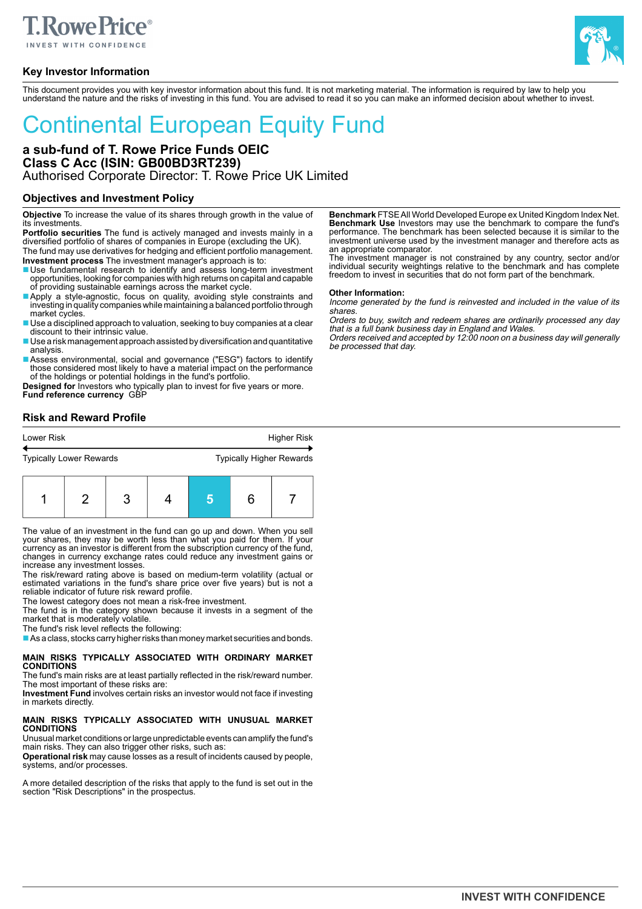T.RowePrice®
INVEST WITH CONFIDENCE

## Key Investor Information

This document provides you with key investor information about this fund. It is not marketing material. The information is required by law to help you understand the nature and the risks of investing in this fund. You are advised to read it so you can make an informed decision about whether to invest.

# Continental European Equity Fund

**a sub-fund of T. Rowe Price Funds OEIC**
**Class C Acc (ISIN: GB00BD3RT239)**
Authorised Corporate Director: T. Rowe Price UK Limited

## Objectives and Investment Policy

**Objective** To increase the value of its shares through growth in the value of its investments.

**Portfolio securities** The fund is actively managed and invests mainly in a diversified portfolio of shares of companies in Europe (excluding the UK).

The fund may use derivatives for hedging and efficient portfolio management.

**Investment process** The investment manager's approach is to:

- Use fundamental research to identify and assess long-term investment opportunities, looking for companies with high returns on capital and capable of providing sustainable earnings across the market cycle.
- Apply a style-agnostic, focus on quality, avoiding style constraints and investing in quality companies while maintaining a balanced portfolio through market cycles.
- Use a disciplined approach to valuation, seeking to buy companies at a clear discount to their intrinsic value.
- Use a risk management approach assisted by diversification and quantitative analysis.
- Assess environmental, social and governance ("ESG") factors to identify those considered most likely to have a material impact on the performance of the holdings or potential holdings in the fund's portfolio.

**Designed for** Investors who typically plan to invest for five years or more.

**Fund reference currency** GBP

**Benchmark** FTSE All World Developed Europe ex United Kingdom Index Net.

**Benchmark Use** Investors may use the benchmark to compare the fund's performance. The benchmark has been selected because it is similar to the investment universe used by the investment manager and therefore acts as an appropriate comparator.

The investment manager is not constrained by any country, sector and/or individual security weightings relative to the benchmark and has complete freedom to invest in securities that do not form part of the benchmark.

**Other Information:**

*Income generated by the fund is reinvested and included in the value of its shares.*

*Orders to buy, switch and redeem shares are ordinarily processed any day that is a full bank business day in England and Wales.*

*Orders received and accepted by 12:00 noon on a business day will generally be processed that day.*

## Risk and Reward Profile

| Lower Risk | | | | | | Higher Risk |
|---|---|---|---|---|---|---|
| Typically Lower Rewards | | | | | | Typically Higher Rewards |
| 1 | 2 | 3 | 4 | **5** | 6 | 7 |

The value of an investment in the fund can go up and down. When you sell your shares, they may be worth less than what you paid for them. If your currency as an investor is different from the subscription currency of the fund, changes in currency exchange rates could reduce any investment gains or increase any investment losses.

The risk/reward rating above is based on medium-term volatility (actual or estimated variations in the fund's share price over five years) but is not a reliable indicator of future risk reward profile.

The lowest category does not mean a risk-free investment.

The fund is in the category shown because it invests in a segment of the market that is moderately volatile.

The fund's risk level reflects the following:

- As a class, stocks carry higher risks than money market securities and bonds.

**MAIN RISKS TYPICALLY ASSOCIATED WITH ORDINARY MARKET CONDITIONS**

The fund's main risks are at least partially reflected in the risk/reward number. The most important of these risks are:

**Investment Fund** involves certain risks an investor would not face if investing in markets directly.

**MAIN RISKS TYPICALLY ASSOCIATED WITH UNUSUAL MARKET CONDITIONS**

Unusual market conditions or large unpredictable events can amplify the fund's main risks. They can also trigger other risks, such as:

**Operational risk** may cause losses as a result of incidents caused by people, systems, and/or processes.

A more detailed description of the risks that apply to the fund is set out in the section "Risk Descriptions" in the prospectus.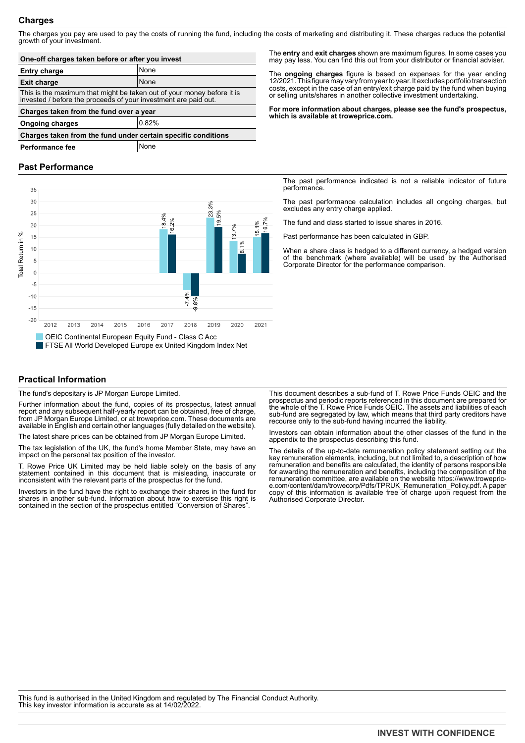## Charges

The charges you pay are used to pay the costs of running the fund, including the costs of marketing and distributing it. These charges reduce the potential growth of your investment.

| One-off charges taken before or after you invest | |
|---|---|
| **Entry charge** | None |
| **Exit charge** | None |
| This is the maximum that might be taken out of your money before it is invested / before the proceeds of your investment are paid out. | |
| **Charges taken from the fund over a year** | |
| **Ongoing charges** | 0.82% |
| **Charges taken from the fund under certain specific conditions** | |
| **Performance fee** | None |

The **entry** and **exit charges** shown are maximum figures. In some cases you may pay less. You can find this out from your distributor or financial adviser.

The **ongoing charges** figure is based on expenses for the year ending 12/2021. This figure may vary from year to year. It excludes portfolio transaction costs, except in the case of an entry/exit charge paid by the fund when buying or selling units/shares in another collective investment undertaking.

**For more information about charges, please see the fund's prospectus, which is available at troweprice.com.**

## Past Performance

Total Return in %

35
30
25
20
15
10
5
0
-5
-10
-15
-20

2012 2013 2014 2015 2016 2017 2018 2019 2020 2021

18.4% 16.2% -7.4% -9.8% 23.3% 19.5% 13.7% 8.1% 15.1% 16.7%

OEIC Continental European Equity Fund - Class C Acc
FTSE All World Developed Europe ex United Kingdom Index Net

The past performance indicated is not a reliable indicator of future performance.

The past performance calculation includes all ongoing charges, but excludes any entry charge applied.

The fund and class started to issue shares in 2016.

Past performance has been calculated in GBP.

When a share class is hedged to a different currency, a hedged version of the benchmark (where available) will be used by the Authorised Corporate Director for the performance comparison.

## Practical Information

The fund's depositary is JP Morgan Europe Limited.

Further information about the fund, copies of its prospectus, latest annual report and any subsequent half-yearly report can be obtained, free of charge, from JP Morgan Europe Limited, or at troweprice.com. These documents are available in English and certain other languages (fully detailed on the website).

The latest share prices can be obtained from JP Morgan Europe Limited.

The tax legislation of the UK, the fund's home Member State, may have an impact on the personal tax position of the investor.

T. Rowe Price UK Limited may be held liable solely on the basis of any statement contained in this document that is misleading, inaccurate or inconsistent with the relevant parts of the prospectus for the fund.

Investors in the fund have the right to exchange their shares in the fund for shares in another sub-fund. Information about how to exercise this right is contained in the section of the prospectus entitled "Conversion of Shares".

This document describes a sub-fund of T. Rowe Price Funds OEIC and the prospectus and periodic reports referenced in this document are prepared for the whole of the T. Rowe Price Funds OEIC. The assets and liabilities of each sub-fund are segregated by law, which means that third party creditors have recourse only to the sub-fund having incurred the liability.

Investors can obtain information about the other classes of the fund in the appendix to the prospectus describing this fund.

The details of the up-to-date remuneration policy statement setting out the key remuneration elements, including, but not limited to, a description of how remuneration and benefits are calculated, the identity of persons responsible for awarding the remuneration and benefits, including the composition of the remuneration committee, are available on the website https://www.troweprice.com/content/dam/trowecorp/Pdfs/TPRUK_Remuneration_Policy.pdf. A paper copy of this information is available free of charge upon request from the Authorised Corporate Director.

This fund is authorised in the United Kingdom and regulated by The Financial Conduct Authority.
This key investor information is accurate as at 14/02/2022.

**INVEST WITH CONFIDENCE**